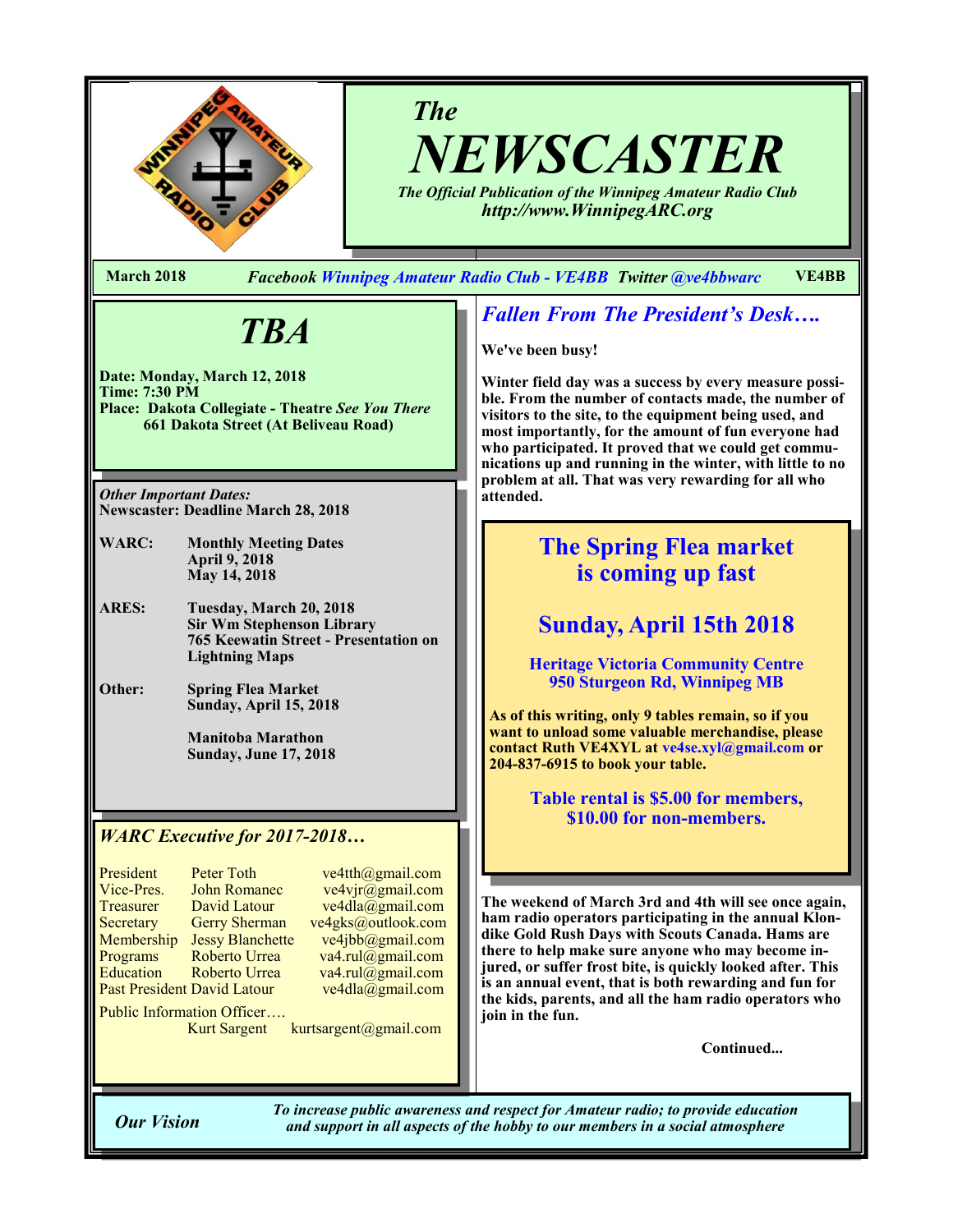# *The* NEWSCASTER

*The Official Publication of the Winnipeg Amateur Radio Club*
*http://www.WinnipegARC.org*

**March 2018** *Facebook Winnipeg Amateur Radio Club - VE4BB Twitter @ve4bbwarc* **VE4BB**

## *TBA*

**Date: Monday, March 12, 2018**
**Time: 7:30 PM**
**Place: Dakota Collegiate - Theatre *See You There***
**661 Dakota Street (At Beliveau Road)**

***Other Important Dates:***
**Newscaster: Deadline March 28, 2018**

**WARC:** **Monthly Meeting Dates**
**April 9, 2018**
**May 14, 2018**

**ARES:** **Tuesday, March 20, 2018**
**Sir Wm Stephenson Library**
**765 Keewatin Street - Presentation on Lightning Maps**

**Other:** **Spring Flea Market**
**Sunday, April 15, 2018**

**Manitoba Marathon**
**Sunday, June 17, 2018**

### *WARC Executive for 2017-2018…*

| | | |
|---|---|---|
| President | Peter Toth | ve4tth@gmail.com |
| Vice-Pres. | John Romanec | ve4vjr@gmail.com |
| Treasurer | David Latour | ve4dla@gmail.com |
| Secretary | Gerry Sherman | ve4gks@outlook.com |
| Membership | Jessy Blanchette | ve4jbb@gmail.com |
| Programs | Roberto Urrea | va4.rul@gmail.com |
| Education | Roberto Urrea | va4.rul@gmail.com |
| Past President | David Latour | ve4dla@gmail.com |

Public Information Officer….
Kurt Sargent kurtsargent@gmail.com

## *Fallen From The President's Desk….*

**We've been busy!**

**Winter field day was a success by every measure possible. From the number of contacts made, the number of visitors to the site, to the equipment being used, and most importantly, for the amount of fun everyone had who participated. It proved that we could get communications up and running in the winter, with little to no problem at all. That was very rewarding for all who attended.**

## The Spring Flea market is coming up fast

## Sunday, April 15th 2018

**Heritage Victoria Community Centre**
**950 Sturgeon Rd, Winnipeg MB**

**As of this writing, only 9 tables remain, so if you want to unload some valuable merchandise, please contact Ruth VE4XYL at ve4se.xyl@gmail.com or 204-837-6915 to book your table.**

**Table rental is $5.00 for members, $10.00 for non-members.**

**The weekend of March 3rd and 4th will see once again, ham radio operators participating in the annual Klondike Gold Rush Days with Scouts Canada. Hams are there to help make sure anyone who may become injured, or suffer frost bite, is quickly looked after. This is an annual event, that is both rewarding and fun for the kids, parents, and all the ham radio operators who join in the fun.**

**Continued...**

***Our Vision*** *To increase public awareness and respect for Amateur radio; to provide education and support in all aspects of the hobby to our members in a social atmosphere*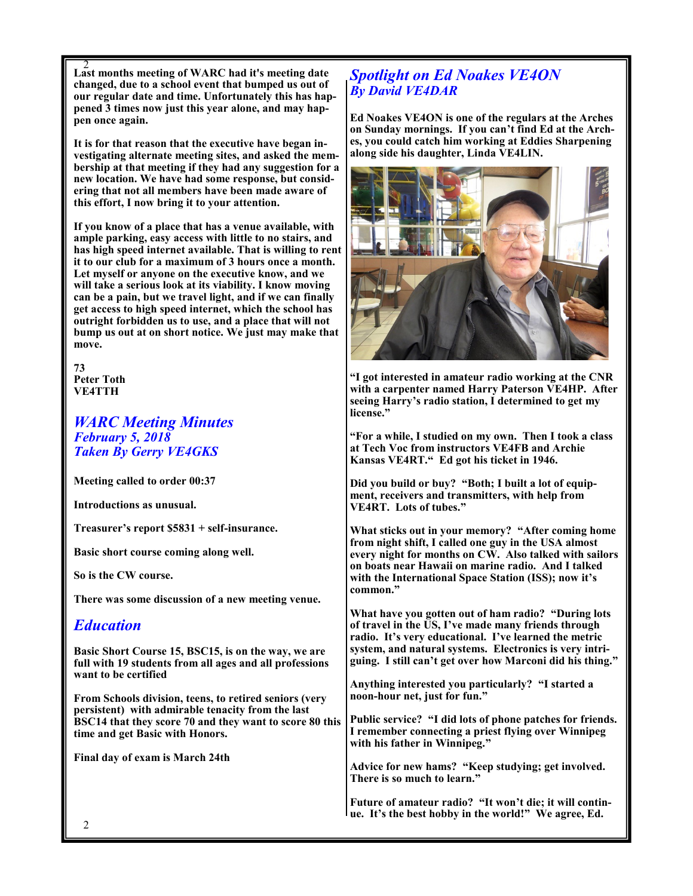Last months meeting of WARC had it's meeting date changed, due to a school event that bumped us out of our regular date and time. Unfortunately this has happened 3 times now just this year alone, and may happen once again.

It is for that reason that the executive have began investigating alternate meeting sites, and asked the membership at that meeting if they had any suggestion for a new location. We have had some response, but considering that not all members have been made aware of this effort, I now bring it to your attention.

If you know of a place that has a venue available, with ample parking, easy access with little to no stairs, and has high speed internet available. That is willing to rent it to our club for a maximum of 3 hours once a month. Let myself or anyone on the executive know, and we will take a serious look at its viability. I know moving can be a pain, but we travel light, and if we can finally get access to high speed internet, which the school has outright forbidden us to use, and a place that will not bump us out at on short notice. We just may make that move.

73
Peter Toth
VE4TTH

## *WARC Meeting Minutes*
### *February 5, 2018*
### *Taken By Gerry VE4GKS*

Meeting called to order 00:37

Introductions as unusual.

Treasurer's report $5831 + self-insurance.

Basic short course coming along well.

So is the CW course.

There was some discussion of a new meeting venue.

## *Education*

Basic Short Course 15, BSC15, is on the way, we are full with 19 students from all ages and all professions want to be certified

From Schools division, teens, to retired seniors (very persistent) with admirable tenacity from the last BSC14 that they score 70 and they want to score 80 this time and get Basic with Honors.

Final day of exam is March 24th

## *Spotlight on Ed Noakes VE4ON*
### *By David VE4DAR*

Ed Noakes VE4ON is one of the regulars at the Arches on Sunday mornings. If you can't find Ed at the Arches, you could catch him working at Eddies Sharpening along side his daughter, Linda VE4LIN.

"I got interested in amateur radio working at the CNR with a carpenter named Harry Paterson VE4HP. After seeing Harry's radio station, I determined to get my license."

"For a while, I studied on my own. Then I took a class at Tech Voc from instructors VE4FB and Archie Kansas VE4RT." Ed got his ticket in 1946.

Did you build or buy? "Both; I built a lot of equipment, receivers and transmitters, with help from VE4RT. Lots of tubes."

What sticks out in your memory? "After coming home from night shift, I called one guy in the USA almost every night for months on CW. Also talked with sailors on boats near Hawaii on marine radio. And I talked with the International Space Station (ISS); now it's common."

What have you gotten out of ham radio? "During lots of travel in the US, I've made many friends through radio. It's very educational. I've learned the metric system, and natural systems. Electronics is very intriguing. I still can't get over how Marconi did his thing."

Anything interested you particularly? "I started a noon-hour net, just for fun."

Public service? "I did lots of phone patches for friends. I remember connecting a priest flying over Winnipeg with his father in Winnipeg."

Advice for new hams? "Keep studying; get involved. There is so much to learn."

Future of amateur radio? "It won't die; it will continue. It's the best hobby in the world!" We agree, Ed.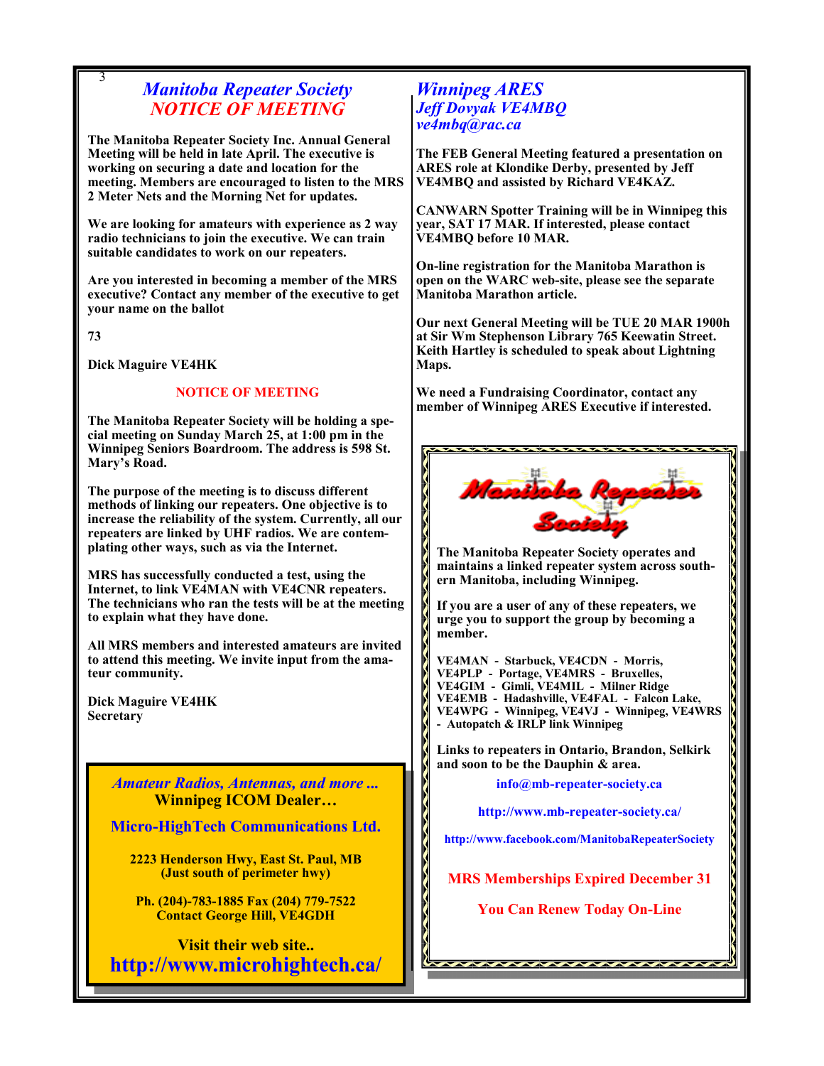## *Manitoba Repeater Society*
## *NOTICE OF MEETING*

**The Manitoba Repeater Society Inc. Annual General Meeting will be held in late April. The executive is working on securing a date and location for the meeting. Members are encouraged to listen to the MRS 2 Meter Nets and the Morning Net for updates.**

**We are looking for amateurs with experience as 2 way radio technicians to join the executive. We can train suitable candidates to work on our repeaters.**

**Are you interested in becoming a member of the MRS executive? Contact any member of the executive to get your name on the ballot**

**73**

**Dick Maguire VE4HK**

**NOTICE OF MEETING**

**The Manitoba Repeater Society will be holding a special meeting on Sunday March 25, at 1:00 pm in the Winnipeg Seniors Boardroom. The address is 598 St. Mary's Road.**

**The purpose of the meeting is to discuss different methods of linking our repeaters. One objective is to increase the reliability of the system. Currently, all our repeaters are linked by UHF radios. We are contemplating other ways, such as via the Internet.**

**MRS has successfully conducted a test, using the Internet, to link VE4MAN with VE4CNR repeaters. The technicians who ran the tests will be at the meeting to explain what they have done.**

**All MRS members and interested amateurs are invited to attend this meeting. We invite input from the amateur community.**

**Dick Maguire VE4HK**
**Secretary**

---

*Amateur Radios, Antennas, and more ...*
**Winnipeg ICOM Dealer…**

**Micro-HighTech Communications Ltd.**

**2223 Henderson Hwy, East St. Paul, MB**
**(Just south of perimeter hwy)**

**Ph. (204)-783-1885 Fax (204) 779-7522**
**Contact George Hill, VE4GDH**

**Visit their web site..**
**http://www.microhightech.ca/**

---

## *Winnipeg ARES*
### *Jeff Dovyak VE4MBQ*
*ve4mbq@rac.ca*

**The FEB General Meeting featured a presentation on ARES role at Klondike Derby, presented by Jeff VE4MBQ and assisted by Richard VE4KAZ.**

**CANWARN Spotter Training will be in Winnipeg this year, SAT 17 MAR. If interested, please contact VE4MBQ before 10 MAR.**

**On-line registration for the Manitoba Marathon is open on the WARC web-site, please see the separate Manitoba Marathon article.**

**Our next General Meeting will be TUE 20 MAR 1900h at Sir Wm Stephenson Library 765 Keewatin Street. Keith Hartley is scheduled to speak about Lightning Maps.**

**We need a Fundraising Coordinator, contact any member of Winnipeg ARES Executive if interested.**

---

**Manitoba Repeater Society**

**The Manitoba Repeater Society operates and maintains a linked repeater system across southern Manitoba, including Winnipeg.**

**If you are a user of any of these repeaters, we urge you to support the group by becoming a member.**

**VE4MAN - Starbuck, VE4CDN - Morris, VE4PLP - Portage, VE4MRS - Bruxelles, VE4GIM - Gimli, VE4MIL - Milner Ridge VE4EMB - Hadashville, VE4FAL - Falcon Lake, VE4WPG - Winnipeg, VE4VJ - Winnipeg, VE4WRS - Autopatch & IRLP link Winnipeg**

**Links to repeaters in Ontario, Brandon, Selkirk and soon to be the Dauphin & area.**

**info@mb-repeater-society.ca**

**http://www.mb-repeater-society.ca/**

**http://www.facebook.com/ManitobaRepeaterSociety**

**MRS Memberships Expired December 31**

**You Can Renew Today On-Line**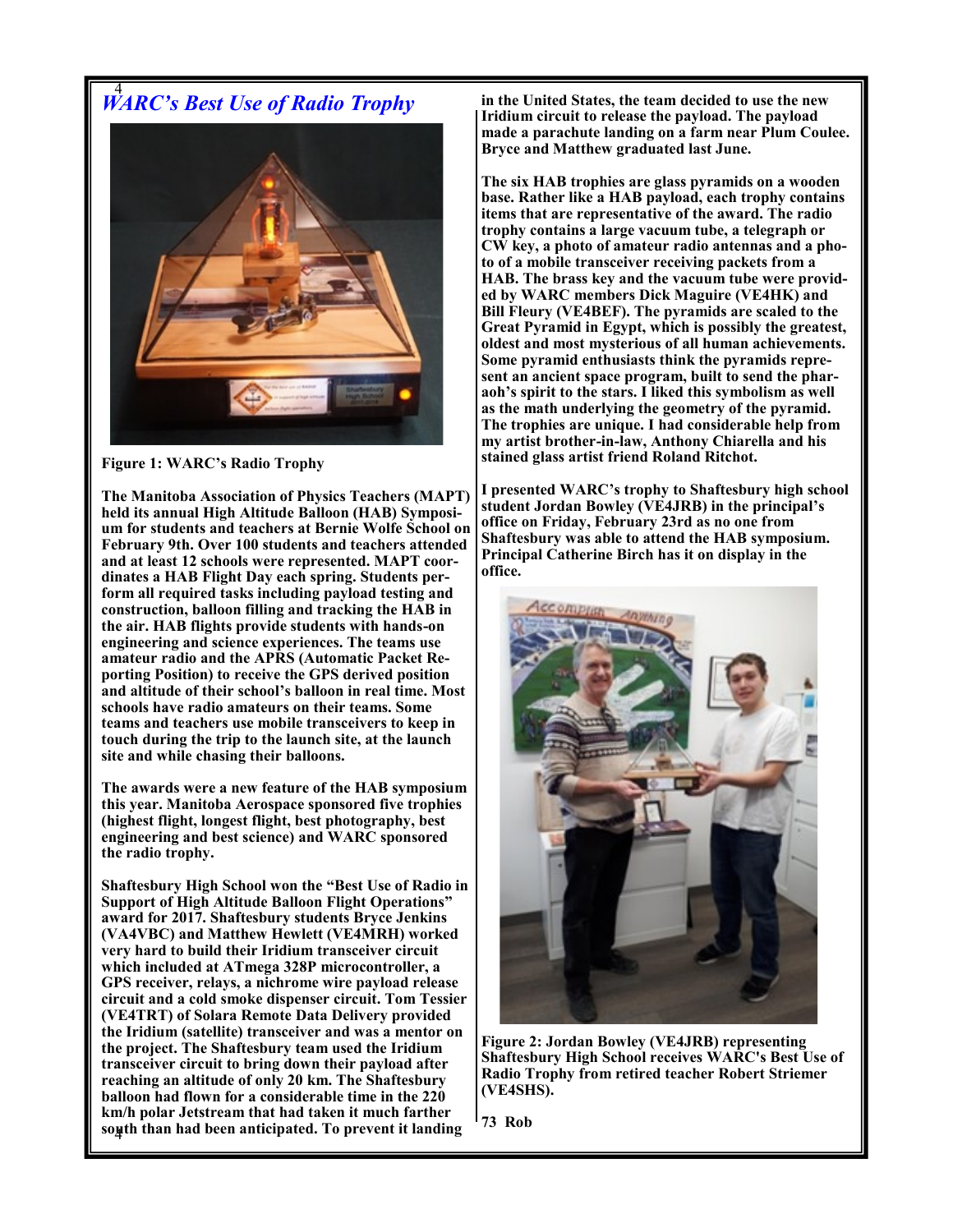## *WARC's Best Use of Radio Trophy*

Figure 1: WARC's Radio Trophy

**The Manitoba Association of Physics Teachers (MAPT) held its annual High Altitude Balloon (HAB) Symposium for students and teachers at Bernie Wolfe School on February 9th. Over 100 students and teachers attended and at least 12 schools were represented. MAPT coordinates a HAB Flight Day each spring. Students perform all required tasks including payload testing and construction, balloon filling and tracking the HAB in the air. HAB flights provide students with hands-on engineering and science experiences. The teams use amateur radio and the APRS (Automatic Packet Reporting Position) to receive the GPS derived position and altitude of their school's balloon in real time. Most schools have radio amateurs on their teams. Some teams and teachers use mobile transceivers to keep in touch during the trip to the launch site, at the launch site and while chasing their balloons.**

**The awards were a new feature of the HAB symposium this year. Manitoba Aerospace sponsored five trophies (highest flight, longest flight, best photography, best engineering and best science) and WARC sponsored the radio trophy.**

**Shaftesbury High School won the "Best Use of Radio in Support of High Altitude Balloon Flight Operations" award for 2017. Shaftesbury students Bryce Jenkins (VA4VBC) and Matthew Hewlett (VE4MRH) worked very hard to build their Iridium transceiver circuit which included at ATmega 328P microcontroller, a GPS receiver, relays, a nichrome wire payload release circuit and a cold smoke dispenser circuit. Tom Tessier (VE4TRT) of Solara Remote Data Delivery provided the Iridium (satellite) transceiver and was a mentor on the project. The Shaftesbury team used the Iridium transceiver circuit to bring down their payload after reaching an altitude of only 20 km. The Shaftesbury balloon had flown for a considerable time in the 220 km/h polar Jetstream that had taken it much farther south than had been anticipated. To prevent it landing in the United States, the team decided to use the new Iridium circuit to release the payload. The payload made a parachute landing on a farm near Plum Coulee. Bryce and Matthew graduated last June.**

**The six HAB trophies are glass pyramids on a wooden base. Rather like a HAB payload, each trophy contains items that are representative of the award. The radio trophy contains a large vacuum tube, a telegraph or CW key, a photo of amateur radio antennas and a photo of a mobile transceiver receiving packets from a HAB. The brass key and the vacuum tube were provided by WARC members Dick Maguire (VE4HK) and Bill Fleury (VE4BEF). The pyramids are scaled to the Great Pyramid in Egypt, which is possibly the greatest, oldest and most mysterious of all human achievements. Some pyramid enthusiasts think the pyramids represent an ancient space program, built to send the pharaoh's spirit to the stars. I liked this symbolism as well as the math underlying the geometry of the pyramid. The trophies are unique. I had considerable help from my artist brother-in-law, Anthony Chiarella and his stained glass artist friend Roland Ritchot.**

**I presented WARC's trophy to Shaftesbury high school student Jordan Bowley (VE4JRB) in the principal's office on Friday, February 23rd as no one from Shaftesbury was able to attend the HAB symposium. Principal Catherine Birch has it on display in the office.**

Figure 2: Jordan Bowley (VE4JRB) representing Shaftesbury High School receives WARC's Best Use of Radio Trophy from retired teacher Robert Striemer (VE4SHS).

**73 Rob**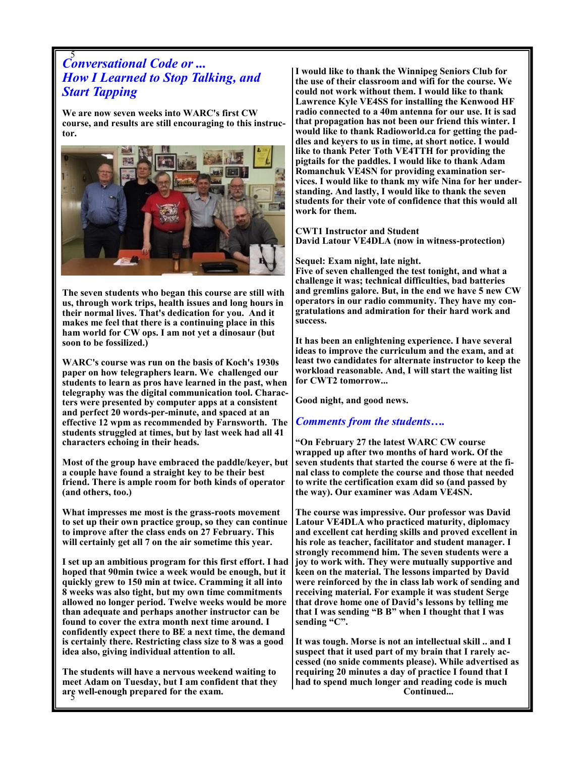## *Conversational Code or ... How I Learned to Stop Talking, and Start Tapping*

**We are now seven weeks into WARC's first CW course, and results are still encouraging to this instructor.**

**The seven students who began this course are still with us, through work trips, health issues and long hours in their normal lives. That's dedication for you. And it makes me feel that there is a continuing place in this ham world for CW ops. I am not yet a dinosaur (but soon to be fossilized.)**

**WARC's course was run on the basis of Koch's 1930s paper on how telegraphers learn. We challenged our students to learn as pros have learned in the past, when telegraphy was the digital communication tool. Characters were presented by computer apps at a consistent and perfect 20 words-per-minute, and spaced at an effective 12 wpm as recommended by Farnsworth. The students struggled at times, but by last week had all 41 characters echoing in their heads.**

**Most of the group have embraced the paddle/keyer, but a couple have found a straight key to be their best friend. There is ample room for both kinds of operator (and others, too.)**

**What impresses me most is the grass-roots movement to set up their own practice group, so they can continue to improve after the class ends on 27 February. This will certainly get all 7 on the air sometime this year.**

**I set up an ambitious program for this first effort. I had hoped that 90min twice a week would be enough, but it quickly grew to 150 min at twice. Cramming it all into 8 weeks was also tight, but my own time commitments allowed no longer period. Twelve weeks would be more than adequate and perhaps another instructor can be found to cover the extra month next time around. I confidently expect there to BE a next time, the demand is certainly there. Restricting class size to 8 was a good idea also, giving individual attention to all.**

**The students will have a nervous weekend waiting to meet Adam on Tuesday, but I am confident that they are well-enough prepared for the exam.**

**I would like to thank the Winnipeg Seniors Club for the use of their classroom and wifi for the course. We could not work without them. I would like to thank Lawrence Kyle VE4SS for installing the Kenwood HF radio connected to a 40m antenna for our use. It is sad that propagation has not been our friend this winter. I would like to thank Radioworld.ca for getting the paddles and keyers to us in time, at short notice. I would like to thank Peter Toth VE4TTH for providing the pigtails for the paddles. I would like to thank Adam Romanchuk VE4SN for providing examination services. I would like to thank my wife Nina for her understanding. And lastly, I would like to thank the seven students for their vote of confidence that this would all work for them.**

**CWT1 Instructor and Student**
**David Latour VE4DLA (now in witness-protection)**

**Sequel: Exam night, late night.**
**Five of seven challenged the test tonight, and what a challenge it was; technical difficulties, bad batteries and gremlins galore. But, in the end we have 5 new CW operators in our radio community. They have my congratulations and admiration for their hard work and success.**

**It has been an enlightening experience. I have several ideas to improve the curriculum and the exam, and at least two candidates for alternate instructor to keep the workload reasonable. And, I will start the waiting list for CWT2 tomorrow...**

**Good night, and good news.**

## *Comments from the students….*

**"On February 27 the latest WARC CW course wrapped up after two months of hard work. Of the seven students that started the course 6 were at the final class to complete the course and those that needed to write the certification exam did so (and passed by the way). Our examiner was Adam VE4SN.**

**The course was impressive. Our professor was David Latour VE4DLA who practiced maturity, diplomacy and excellent cat herding skills and proved excellent in his role as teacher, facilitator and student manager. I strongly recommend him. The seven students were a joy to work with. They were mutually supportive and keen on the material. The lessons imparted by David were reinforced by the in class lab work of sending and receiving material. For example it was student Serge that drove home one of David's lessons by telling me that I was sending "B B" when I thought that I was sending "C".**

**It was tough. Morse is not an intellectual skill .. and I suspect that it used part of my brain that I rarely accessed (no snide comments please). While advertised as requiring 20 minutes a day of practice I found that I had to spend much longer and reading code is much**

**Continued...**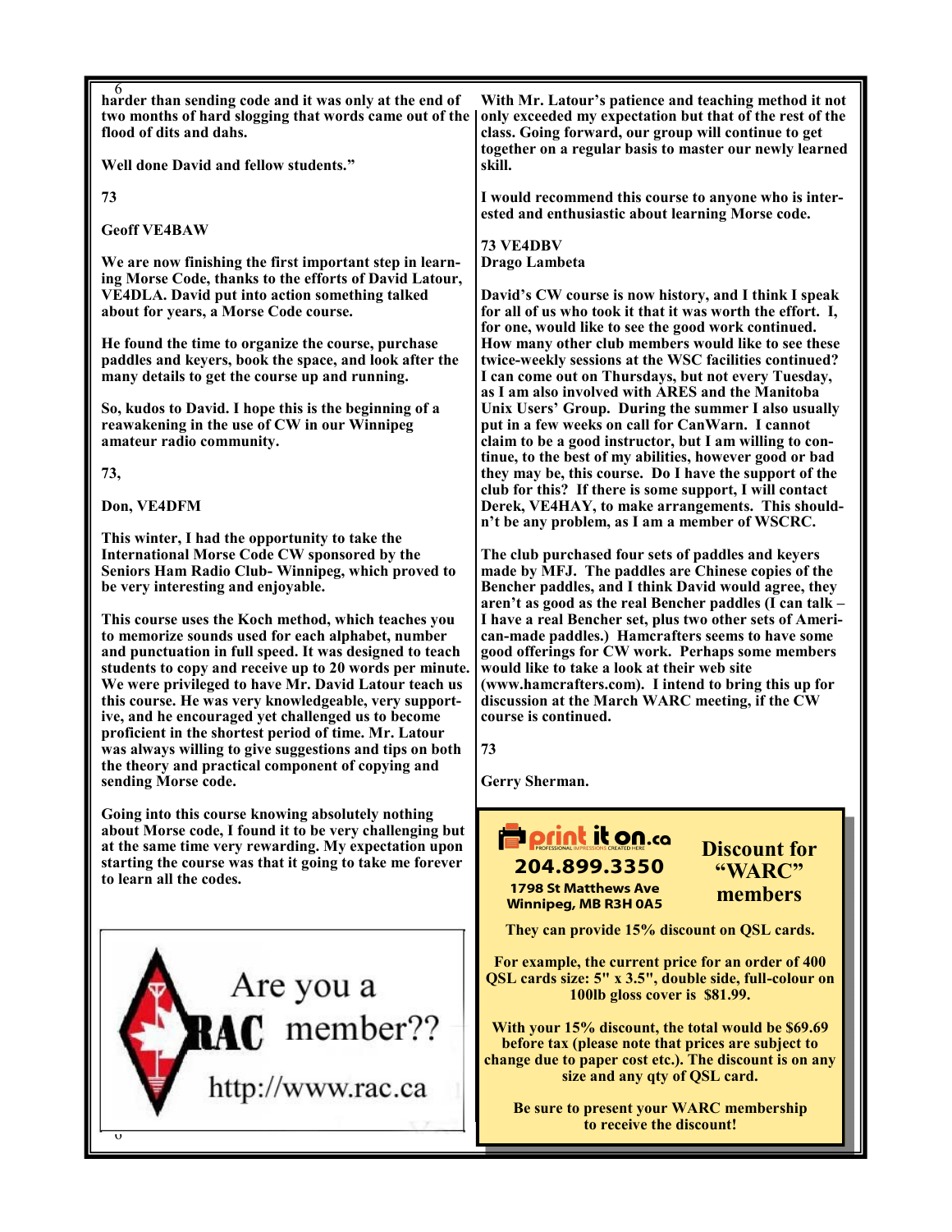harder than sending code and it was only at the end of two months of hard slogging that words came out of the flood of dits and dahs.

Well done David and fellow students."

73

Geoff VE4BAW

We are now finishing the first important step in learning Morse Code, thanks to the efforts of David Latour, VE4DLA. David put into action something talked about for years, a Morse Code course.

He found the time to organize the course, purchase paddles and keyers, book the space, and look after the many details to get the course up and running.

So, kudos to David. I hope this is the beginning of a reawakening in the use of CW in our Winnipeg amateur radio community.

73,

Don, VE4DFM

This winter, I had the opportunity to take the International Morse Code CW sponsored by the Seniors Ham Radio Club- Winnipeg, which proved to be very interesting and enjoyable.

This course uses the Koch method, which teaches you to memorize sounds used for each alphabet, number and punctuation in full speed. It was designed to teach students to copy and receive up to 20 words per minute. We were privileged to have Mr. David Latour teach us this course. He was very knowledgeable, very supportive, and he encouraged yet challenged us to become proficient in the shortest period of time. Mr. Latour was always willing to give suggestions and tips on both the theory and practical component of copying and sending Morse code.

Going into this course knowing absolutely nothing about Morse code, I found it to be very challenging but at the same time very rewarding. My expectation upon starting the course was that it going to take me forever to learn all the codes.

With Mr. Latour's patience and teaching method it not only exceeded my expectation but that of the rest of the class. Going forward, our group will continue to get together on a regular basis to master our newly learned skill.

I would recommend this course to anyone who is interested and enthusiastic about learning Morse code.

73 VE4DBV
Drago Lambeta

David's CW course is now history, and I think I speak for all of us who took it that it was worth the effort. I, for one, would like to see the good work continued. How many other club members would like to see these twice-weekly sessions at the WSC facilities continued? I can come out on Thursdays, but not every Tuesday, as I am also involved with ARES and the Manitoba Unix Users' Group. During the summer I also usually put in a few weeks on call for CanWarn. I cannot claim to be a good instructor, but I am willing to continue, to the best of my abilities, however good or bad they may be, this course. Do I have the support of the club for this? If there is some support, I will contact Derek, VE4HAY, to make arrangements. This shouldn't be any problem, as I am a member of WSCRC.

The club purchased four sets of paddles and keyers made by MFJ. The paddles are Chinese copies of the Bencher paddles, and I think David would agree, they aren't as good as the real Bencher paddles (I can talk – I have a real Bencher set, plus two other sets of American-made paddles.) Hamcrafters seems to have some good offerings for CW work. Perhaps some members would like to take a look at their web site (www.hamcrafters.com). I intend to bring this up for discussion at the March WARC meeting, if the CW course is continued.

73

Gerry Sherman.

---

Are you a RAC member??

http://www.rac.ca

---

**print it on.ca**
PROFESSIONAL IMPRESSIONS CREATED HERE

**204.899.3350**

1798 St Matthews Ave
Winnipeg, MB R3H 0A5

**Discount for "WARC" members**

They can provide 15% discount on QSL cards.

For example, the current price for an order of 400 QSL cards size: 5" x 3.5", double side, full-colour on 100lb gloss cover is $81.99.

With your 15% discount, the total would be $69.69 before tax (please note that prices are subject to change due to paper cost etc.). The discount is on any size and any qty of QSL card.

Be sure to present your WARC membership to receive the discount!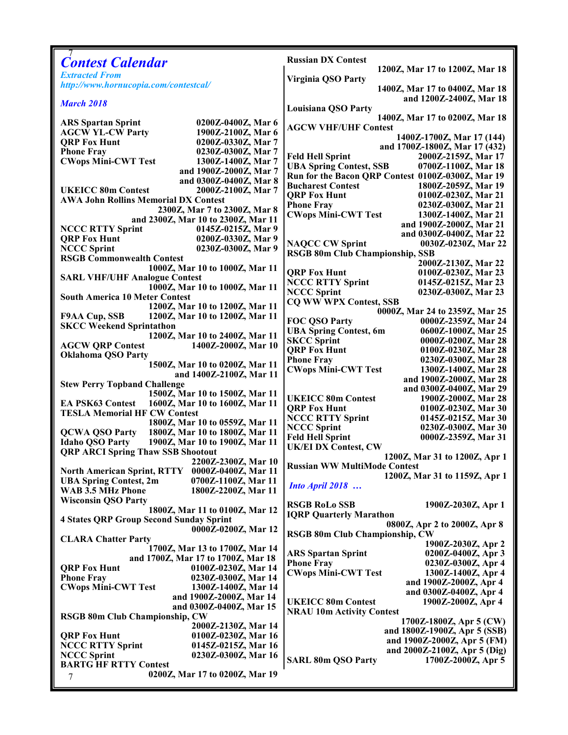## *Contest Calendar*

*Extracted From*
*http://www.hornucopia.com/contestcal/*

*March 2018*

| Contest | Time |
|---|---|
| **ARS Spartan Sprint** | **0200Z-0400Z, Mar 6** |
| **AGCW YL-CW Party** | **1900Z-2100Z, Mar 6** |
| **QRP Fox Hunt** | **0200Z-0330Z, Mar 7** |
| **Phone Fray** | **0230Z-0300Z, Mar 7** |
| **CWops Mini-CWT Test** | **1300Z-1400Z, Mar 7** |
| | **and 1900Z-2000Z, Mar 7** |
| | **and 0300Z-0400Z, Mar 8** |
| **UKEICC 80m Contest** | **2000Z-2100Z, Mar 7** |
| **AWA John Rollins Memorial DX Contest** | **2300Z, Mar 7 to 2300Z, Mar 8** |
| | **and 2300Z, Mar 10 to 2300Z, Mar 11** |
| **NCCC RTTY Sprint** | **0145Z-0215Z, Mar 9** |
| **QRP Fox Hunt** | **0200Z-0330Z, Mar 9** |
| **NCCC Sprint** | **0230Z-0300Z, Mar 9** |
| **RSGB Commonwealth Contest** | **1000Z, Mar 10 to 1000Z, Mar 11** |
| **SARL VHF/UHF Analogue Contest** | **1000Z, Mar 10 to 1000Z, Mar 11** |
| **South America 10 Meter Contest** | **1200Z, Mar 10 to 1200Z, Mar 11** |
| **F9AA Cup, SSB** | **1200Z, Mar 10 to 1200Z, Mar 11** |
| **SKCC Weekend Sprintathon** | **1200Z, Mar 10 to 2400Z, Mar 11** |
| **AGCW QRP Contest** | **1400Z-2000Z, Mar 10** |
| **Oklahoma QSO Party** | **1500Z, Mar 10 to 0200Z, Mar 11** |
| | **and 1400Z-2100Z, Mar 11** |
| **Stew Perry Topband Challenge** | **1500Z, Mar 10 to 1500Z, Mar 11** |
| **EA PSK63 Contest** | **1600Z, Mar 10 to 1600Z, Mar 11** |
| **TESLA Memorial HF CW Contest** | **1800Z, Mar 10 to 0559Z, Mar 11** |
| **QCWA QSO Party** | **1800Z, Mar 10 to 1800Z, Mar 11** |
| **Idaho QSO Party** | **1900Z, Mar 10 to 1900Z, Mar 11** |
| **QRP ARCI Spring Thaw SSB Shootout** | **2200Z-2300Z, Mar 10** |
| **North American Sprint, RTTY** | **0000Z-0400Z, Mar 11** |
| **UBA Spring Contest, 2m** | **0700Z-1100Z, Mar 11** |
| **WAB 3.5 MHz Phone** | **1800Z-2200Z, Mar 11** |
| **Wisconsin QSO Party** | **1800Z, Mar 11 to 0100Z, Mar 12** |
| **4 States QRP Group Second Sunday Sprint** | **0000Z-0200Z, Mar 12** |
| **CLARA Chatter Party** | **1700Z, Mar 13 to 1700Z, Mar 14** |
| | **and 1700Z, Mar 17 to 1700Z, Mar 18** |
| **QRP Fox Hunt** | **0100Z-0230Z, Mar 14** |
| **Phone Fray** | **0230Z-0300Z, Mar 14** |
| **CWops Mini-CWT Test** | **1300Z-1400Z, Mar 14** |
| | **and 1900Z-2000Z, Mar 14** |
| | **and 0300Z-0400Z, Mar 15** |
| **RSGB 80m Club Championship, CW** | **2000Z-2130Z, Mar 14** |
| **QRP Fox Hunt** | **0100Z-0230Z, Mar 16** |
| **NCCC RTTY Sprint** | **0145Z-0215Z, Mar 16** |
| **NCCC Sprint** | **0230Z-0300Z, Mar 16** |
| **BARTG HF RTTY Contest** | **0200Z, Mar 17 to 0200Z, Mar 19** |
| **Russian DX Contest** | **1200Z, Mar 17 to 1200Z, Mar 18** |
| **Virginia QSO Party** | **1400Z, Mar 17 to 0400Z, Mar 18** |
| | **and 1200Z-2400Z, Mar 18** |
| **Louisiana QSO Party** | **1400Z, Mar 17 to 0200Z, Mar 18** |
| **AGCW VHF/UHF Contest** | **1400Z-1700Z, Mar 17 (144)** |
| | **and 1700Z-1800Z, Mar 17 (432)** |
| **Feld Hell Sprint** | **2000Z-2159Z, Mar 17** |
| **UBA Spring Contest, SSB** | **0700Z-1100Z, Mar 18** |
| **Run for the Bacon QRP Contest** | **0100Z-0300Z, Mar 19** |
| **Bucharest Contest** | **1800Z-2059Z, Mar 19** |
| **QRP Fox Hunt** | **0100Z-0230Z, Mar 21** |
| **Phone Fray** | **0230Z-0300Z, Mar 21** |
| **CWops Mini-CWT Test** | **1300Z-1400Z, Mar 21** |
| | **and 1900Z-2000Z, Mar 21** |
| | **and 0300Z-0400Z, Mar 22** |
| **NAQCC CW Sprint** | **0030Z-0230Z, Mar 22** |
| **RSGB 80m Club Championship, SSB** | **2000Z-2130Z, Mar 22** |
| **QRP Fox Hunt** | **0100Z-0230Z, Mar 23** |
| **NCCC RTTY Sprint** | **0145Z-0215Z, Mar 23** |
| **NCCC Sprint** | **0230Z-0300Z, Mar 23** |
| **CQ WW WPX Contest, SSB** | **0000Z, Mar 24 to 2359Z, Mar 25** |
| **FOC QSO Party** | **0000Z-2359Z, Mar 24** |
| **UBA Spring Contest, 6m** | **0600Z-1000Z, Mar 25** |
| **SKCC Sprint** | **0000Z-0200Z, Mar 28** |
| **QRP Fox Hunt** | **0100Z-0230Z, Mar 28** |
| **Phone Fray** | **0230Z-0300Z, Mar 28** |
| **CWops Mini-CWT Test** | **1300Z-1400Z, Mar 28** |
| | **and 1900Z-2000Z, Mar 28** |
| | **and 0300Z-0400Z, Mar 29** |
| **UKEICC 80m Contest** | **1900Z-2000Z, Mar 28** |
| **QRP Fox Hunt** | **0100Z-0230Z, Mar 30** |
| **NCCC RTTY Sprint** | **0145Z-0215Z, Mar 30** |
| **NCCC Sprint** | **0230Z-0300Z, Mar 30** |
| **Feld Hell Sprint** | **0000Z-2359Z, Mar 31** |
| **UK/EI DX Contest, CW** | **1200Z, Mar 31 to 1200Z, Apr 1** |
| **Russian WW MultiMode Contest** | **1200Z, Mar 31 to 1159Z, Apr 1** |

*Into April 2018 …*

| Contest | Time |
|---|---|
| **RSGB RoLo SSB** | **1900Z-2030Z, Apr 1** |
| **IQRP Quarterly Marathon** | **0800Z, Apr 2 to 2000Z, Apr 8** |
| **RSGB 80m Club Championship, CW** | **1900Z-2030Z, Apr 2** |
| **ARS Spartan Sprint** | **0200Z-0400Z, Apr 3** |
| **Phone Fray** | **0230Z-0300Z, Apr 4** |
| **CWops Mini-CWT Test** | **1300Z-1400Z, Apr 4** |
| | **and 1900Z-2000Z, Apr 4** |
| | **and 0300Z-0400Z, Apr 4** |
| **UKEICC 80m Contest** | **1900Z-2000Z, Apr 4** |
| **NRAU 10m Activity Contest** | **1700Z-1800Z, Apr 5 (CW)** |
| | **and 1800Z-1900Z, Apr 5 (SSB)** |
| | **and 1900Z-2000Z, Apr 5 (FM)** |
| | **and 2000Z-2100Z, Apr 5 (Dig)** |
| **SARL 80m QSO Party** | **1700Z-2000Z, Apr 5** |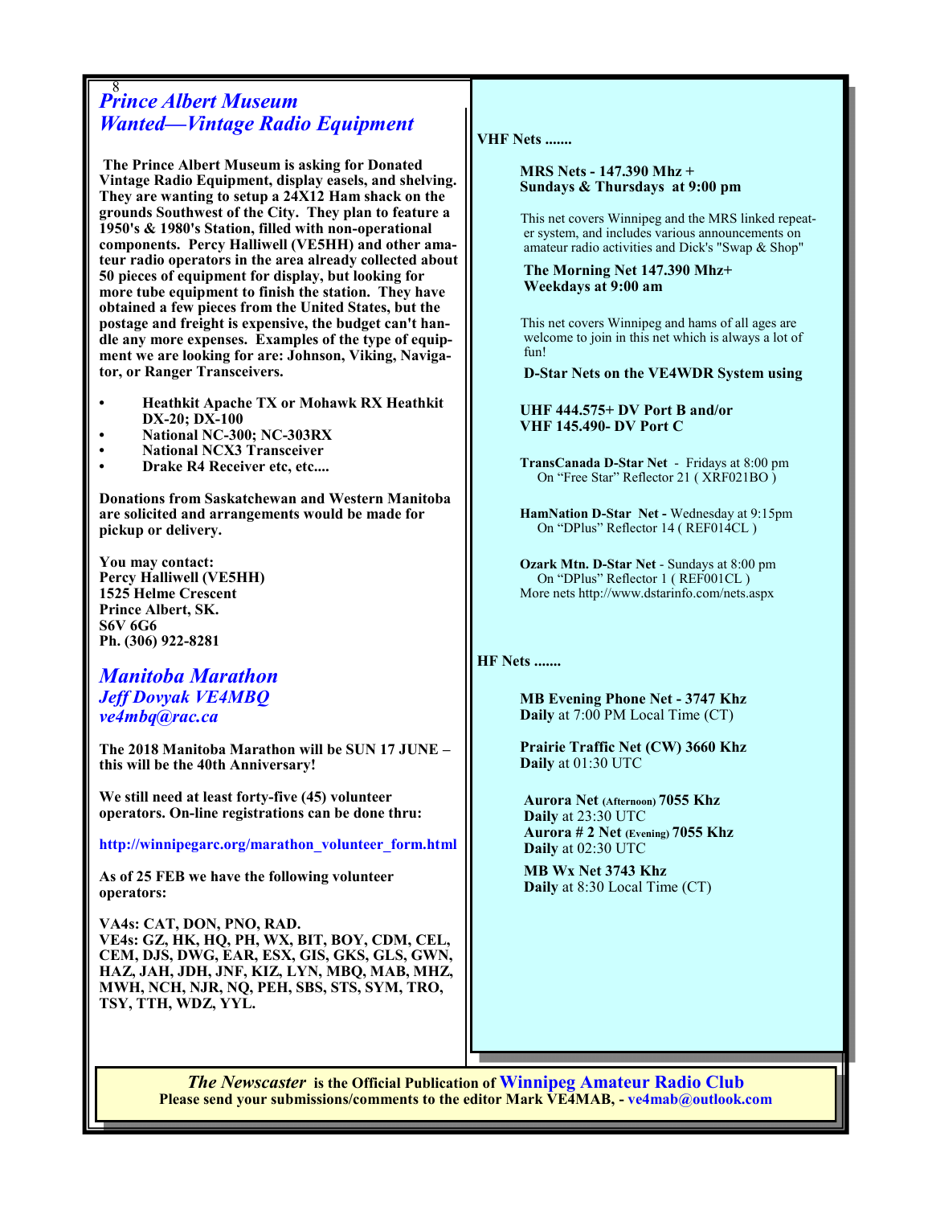## *Prince Albert Museum*
## *Wanted—Vintage Radio Equipment*

**The Prince Albert Museum is asking for Donated Vintage Radio Equipment, display easels, and shelving. They are wanting to setup a 24X12 Ham shack on the grounds Southwest of the City. They plan to feature a 1950's & 1980's Station, filled with non-operational components. Percy Halliwell (VE5HH) and other amateur radio operators in the area already collected about 50 pieces of equipment for display, but looking for more tube equipment to finish the station. They have obtained a few pieces from the United States, but the postage and freight is expensive, the budget can't handle any more expenses. Examples of the type of equipment we are looking for are: Johnson, Viking, Navigator, or Ranger Transceivers.**

- **Heathkit Apache TX or Mohawk RX Heathkit DX-20; DX-100**
- **National NC-300; NC-303RX**
- **National NCX3 Transceiver**
- **Drake R4 Receiver etc, etc....**

**Donations from Saskatchewan and Western Manitoba are solicited and arrangements would be made for pickup or delivery.**

**You may contact:**
**Percy Halliwell (VE5HH)**
**1525 Helme Crescent**
**Prince Albert, SK.**
**S6V 6G6**
**Ph. (306) 922-8281**

## *Manitoba Marathon*
### *Jeff Dovyak VE4MBQ*
### *ve4mbq@rac.ca*

**The 2018 Manitoba Marathon will be SUN 17 JUNE – this will be the 40th Anniversary!**

**We still need at least forty-five (45) volunteer operators. On-line registrations can be done thru:**

**http://winnipegarc.org/marathon_volunteer_form.html**

**As of 25 FEB we have the following volunteer operators:**

**VA4s: CAT, DON, PNO, RAD.**
**VE4s: GZ, HK, HQ, PH, WX, BIT, BOY, CDM, CEL, CEM, DJS, DWG, EAR, ESX, GIS, GKS, GLS, GWN, HAZ, JAH, JDH, JNF, KIZ, LYN, MBQ, MAB, MHZ, MWH, NCH, NJR, NQ, PEH, SBS, STS, SYM, TRO, TSY, TTH, WDZ, YYL.**

**VHF Nets .......**

**MRS Nets - 147.390 Mhz +**
**Sundays & Thursdays at 9:00 pm**

This net covers Winnipeg and the MRS linked repeater system, and includes various announcements on amateur radio activities and Dick's "Swap & Shop"

**The Morning Net 147.390 Mhz+**
**Weekdays at 9:00 am**

This net covers Winnipeg and hams of all ages are welcome to join in this net which is always a lot of fun!

**D-Star Nets on the VE4WDR System using**

**UHF 444.575+ DV Port B and/or**
**VHF 145.490- DV Port C**

**TransCanada D-Star Net** - Fridays at 8:00 pm
On "Free Star" Reflector 21 ( XRF021BO )

**HamNation D-Star Net -** Wednesday at 9:15pm
On "DPlus" Reflector 14 ( REF014CL )

**Ozark Mtn. D-Star Net** - Sundays at 8:00 pm
On "DPlus" Reflector 1 ( REF001CL )
More nets http://www.dstarinfo.com/nets.aspx

**HF Nets .......**

**MB Evening Phone Net - 3747 Khz**
**Daily** at 7:00 PM Local Time (CT)

**Prairie Traffic Net (CW) 3660 Khz**
**Daily** at 01:30 UTC

**Aurora Net (Afternoon) 7055 Khz**
**Daily** at 23:30 UTC
**Aurora # 2 Net (Evening) 7055 Khz**
**Daily** at 02:30 UTC

**MB Wx Net 3743 Khz**
**Daily** at 8:30 Local Time (CT)

*The Newscaster* **is the Official Publication of Winnipeg Amateur Radio Club**
**Please send your submissions/comments to the editor Mark VE4MAB, - ve4mab@outlook.com**